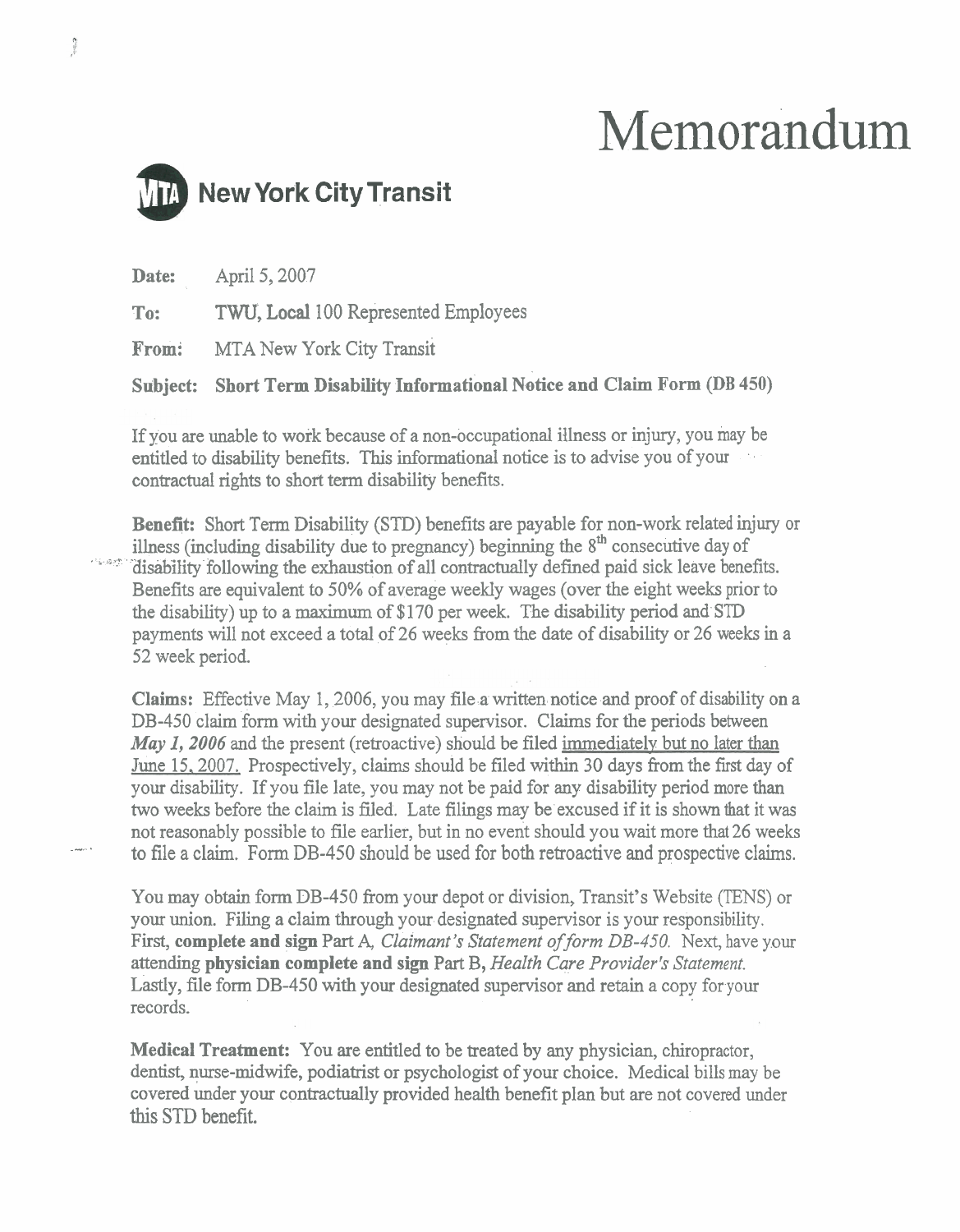Memorandum

**New York City Transit**

**Date:** April 5, 2007

**To:** TWU, Local 100 Represented Employees

**From:** MTA New York City Transit

**Subject: Short Term Disability Informational Notice and Claim Form (DB 450)**

If you are unable to work because of a non-occupational illness or injury, you may be entitled to disability benefits. This informational notice is to advise you of your contractual rights to short term disability benefits.

**Benefit:** Short Term Disability (STD) benefits are payable for non-work related injury or illness (including disability due to pregnancy) beginning the 8th consecutive day of disability following the exhaustion of all contractually defined paid sick leave benefits. Benefits are equivalent to 50% of average weekly wages (over the eight weeks prior to the disability) up to a maximum of $170 per week. The disability period and STD payments will not exceed a total of 26 weeks from the date of disability or 26 weeks in a 52 week period.

**Claims:** Effective May 1, 2006, you may file a written notice and proof of disability on a DB-450 claim form with your designated supervisor. Claims for the periods between ***May 1, 2006*** and the present (retroactive) should be filed immediately but no later than June 15, 2007. Prospectively, claims should be filed within 30 days from the first day of your disability. If you file late, you may not be paid for any disability period more than two weeks before the claim is filed. Late filings may be excused if it is shown that it was not reasonably possible to file earlier, but in no event should you wait more that 26 weeks to file a claim. Form DB-450 should be used for both retroactive and prospective claims.

You may obtain form DB-450 from your depot or division, Transit's Website (TENS) or your union. Filing a claim through your designated supervisor is your responsibility. First, **complete and sign** Part A, *Claimant's Statement of form DB-450.* Next, have your attending **physician complete and sign** Part B, *Health Care Provider's Statement.* Lastly, file form DB-450 with your designated supervisor and retain a copy for your records.

**Medical Treatment:** You are entitled to be treated by any physician, chiropractor, dentist, nurse-midwife, podiatrist or psychologist of your choice. Medical bills may be covered under your contractually provided health benefit plan but are not covered under this STD benefit.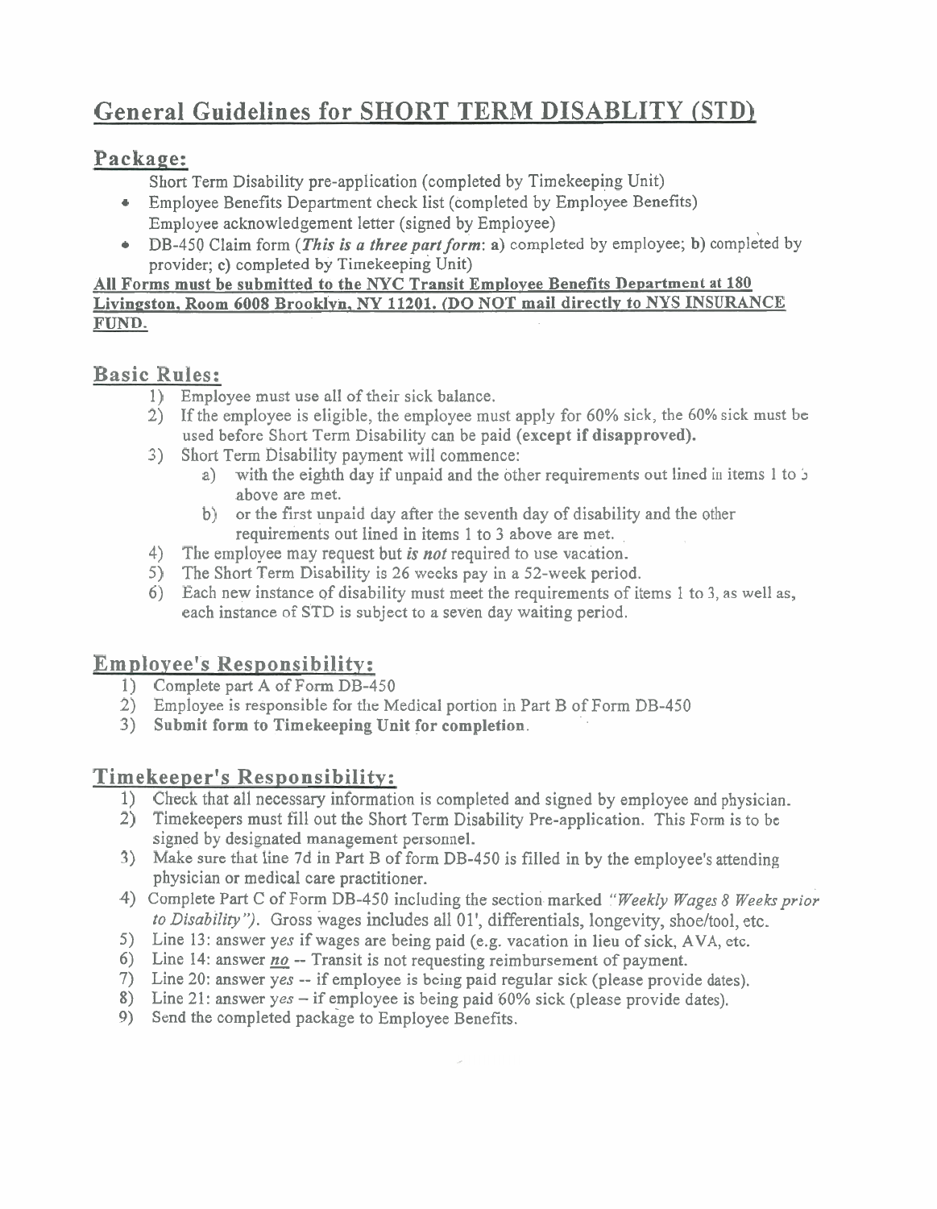# General Guidelines for SHORT TERM DISABLITY (STD)

## Package:

Short Term Disability pre-application (completed by Timekeeping Unit)

- Employee Benefits Department check list (completed by Employee Benefits)

Employee acknowledgement letter (signed by Employee)

- DB-450 Claim form (***This is a three part form***: **a)** completed by employee; **b)** completed by provider; **c)** completed by Timekeeping Unit)

**All Forms must be submitted to the NYC Transit Employee Benefits Department at 180 Livingston, Room 6008 Brooklyn, NY 11201. (DO NOT mail directly to NYS INSURANCE FUND.**

## Basic Rules:

1) Employee must use all of their sick balance.
2) If the employee is eligible, the employee must apply for 60% sick, the 60% sick must be used before Short Term Disability can be paid **(except if disapproved).**
3) Short Term Disability payment will commence:
   a) with the eighth day if unpaid and the other requirements out lined in items 1 to 3 above are met.
   b) or the first unpaid day after the seventh day of disability and the other requirements out lined in items 1 to 3 above are met.
4) The employee may request but ***is not*** required to use vacation.
5) The Short Term Disability is 26 weeks pay in a 52-week period.
6) Each new instance of disability must meet the requirements of items 1 to 3, as well as, each instance of STD is subject to a seven day waiting period.

## Employee's Responsibility:

1) Complete part A of Form DB-450
2) Employee is responsible for the Medical portion in Part B of Form DB-450
3) **Submit form to Timekeeping Unit for completion**.

## Timekeeper's Responsibility:

1) Check that all necessary information is completed and signed by employee and physician.
2) Timekeepers must fill out the Short Term Disability Pre-application. This Form is to be signed by designated management personnel.
3) Make sure that line 7d in Part B of form DB-450 is filled in by the employee's attending physician or medical care practitioner.
4) Complete Part C of Form DB-450 including the section marked *"Weekly Wages 8 Weeks prior to Disability")*. Gross wages includes all 01', differentials, longevity, shoe/tool, etc.
5) Line 13: answer *yes* if wages are being paid (e.g. vacation in lieu of sick, AVA, etc.
6) Line 14: answer ***no*** -- Transit is not requesting reimbursement of payment.
7) Line 20: answer *yes* -- if employee is being paid regular sick (please provide dates).
8) Line 21: answer *yes* – if employee is being paid 60% sick (please provide dates).
9) Send the completed package to Employee Benefits.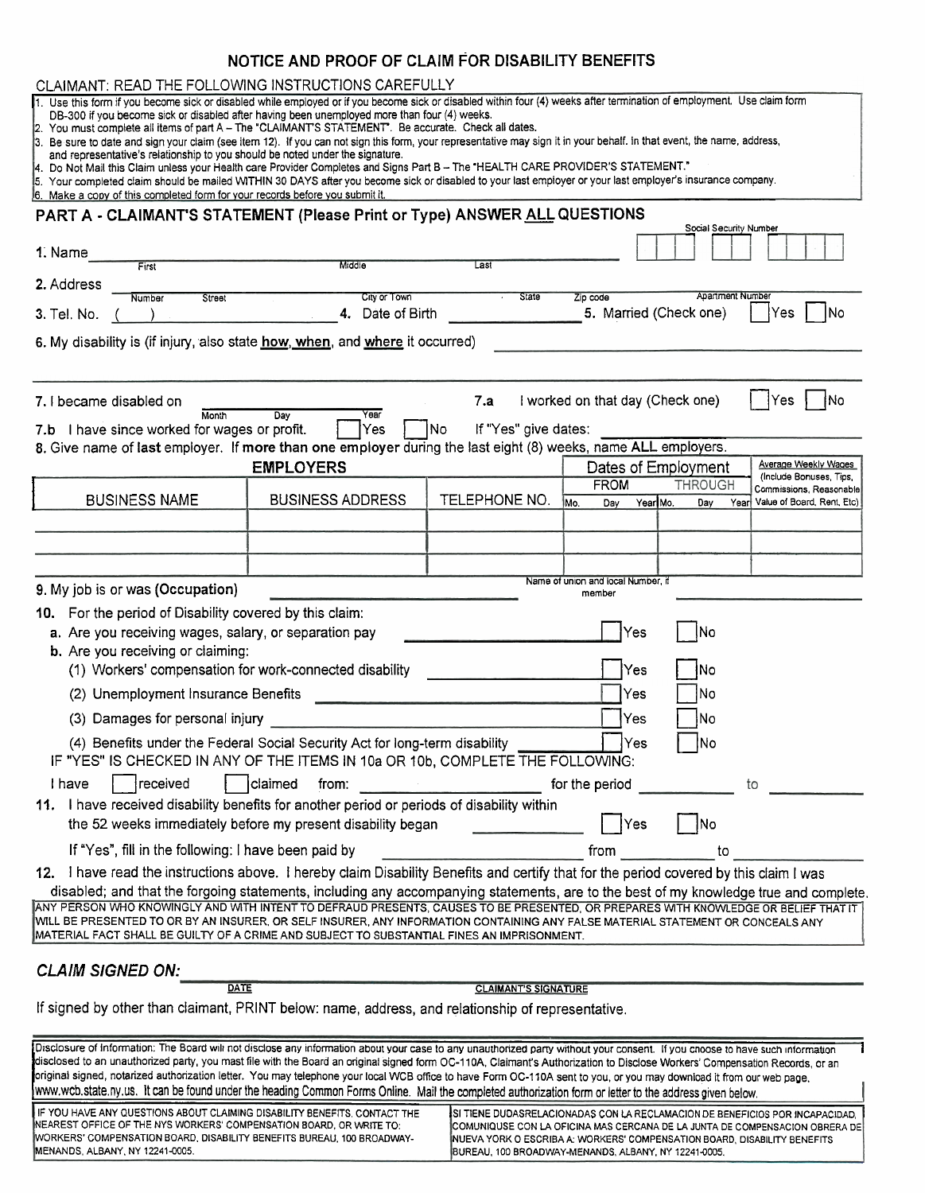# NOTICE AND PROOF OF CLAIM FOR DISABILITY BENEFITS

CLAIMANT: READ THE FOLLOWING INSTRUCTIONS CAREFULLY

1. Use this form if you become sick or disabled while employed or if you become sick or disabled within four (4) weeks after termination of employment. Use claim form DB-300 if you become sick or disabled after having been unemployed more than four (4) weeks.
2. You must complete all items of part A – The "CLAIMANT'S STATEMENT". Be accurate. Check all dates.
3. Be sure to date and sign your claim (see item 12). If you can not sign this form, your representative may sign it in your behalf. In that event, the name, address, and representative's relationship to you should be noted under the signature.
4. Do Not Mail this Claim unless your Health care Provider Completes and Signs Part B – The "HEALTH CARE PROVIDER'S STATEMENT."
5. Your completed claim should be mailed WITHIN 30 DAYS after you become sick or disabled to your last employer or your last employer's insurance company.
6. Make a copy of this completed form for your records before you submit it.

## PART A - CLAIMANT'S STATEMENT (Please Print or Type) ANSWER ALL QUESTIONS

1. Name ______ First ______ Middle ______ Last ______ Social Security Number ☐☐☐ ☐☐ ☐☐☐☐

2. Address ______ Number Street ______ City or Town ______ State ______ Zip code ______ Apartment Number ______

3. Tel. No. ( ) ______ 4. Date of Birth ______ 5. Married (Check one) ☐ Yes ☐ No

6. My disability is (if injury, also state **how**, **when**, and **where** it occurred) ______

7. I became disabled on ______ Month ______ Day ______ Year ______ 7.a I worked on that day (Check one) ☐ Yes ☐ No

7.b I have since worked for wages or profit. ☐ Yes ☐ No If "Yes" give dates: ______

8. Give name of **last** employer. If **more than one employer** during the last eight (8) weeks, name **ALL** employers.

| EMPLOYERS | | | Dates of Employment | | Average Weekly Wages (Include Bonuses, Tips, Commissions, Reasonable Value of Board, Rent, Etc) |
|---|---|---|---|---|---|
| BUSINESS NAME | BUSINESS ADDRESS | TELEPHONE NO. | FROM Mo. Day Year | THROUGH Mo. Day Year | |
| | | | | | |
| | | | | | |
| | | | | | |

9. My job is or was (**Occupation**) ______ Name of union and local Number, if member ______

10. For the period of Disability covered by this claim:
   a. Are you receiving wages, salary, or separation pay ☐ Yes ☐ No
   b. Are you receiving or claiming:
      (1) Workers' compensation for work-connected disability ☐ Yes ☐ No
      (2) Unemployment Insurance Benefits ☐ Yes ☐ No
      (3) Damages for personal injury ☐ Yes ☐ No
      (4) Benefits under the Federal Social Security Act for long-term disability ☐ Yes ☐ No

   IF "YES" IS CHECKED IN ANY OF THE ITEMS IN 10a OR 10b, COMPLETE THE FOLLOWING:

   I have ☐ received ☐ claimed from: ______ for the period ______ to ______

11. I have received disability benefits for another period or periods of disability within the 52 weeks immediately before my present disability began ☐ Yes ☐ No

    If "Yes", fill in the following: I have been paid by ______ from ______ to ______

12. I have read the instructions above. I hereby claim Disability Benefits and certify that for the period covered by this claim I was disabled; and that the forgoing statements, including any accompanying statements, are to the best of my knowledge true and complete.

ANY PERSON WHO KNOWINGLY AND WITH INTENT TO DEFRAUD PRESENTS, CAUSES TO BE PRESENTED, OR PREPARES WITH KNOWLEDGE OR BELIEF THAT IT WILL BE PRESENTED TO OR BY AN INSURER, OR SELF INSURER, ANY INFORMATION CONTAINING ANY FALSE MATERIAL STATEMENT OR CONCEALS ANY MATERIAL FACT SHALL BE GUILTY OF A CRIME AND SUBJECT TO SUBSTANTIAL FINES AN IMPRISONMENT.

***CLAIM SIGNED ON:*** ______ DATE ______ CLAIMANT'S SIGNATURE

If signed by other than claimant, PRINT below: name, address, and relationship of representative.

Disclosure of Information: The Board will not disclose any information about your case to any unauthorized party without your consent. If you choose to have such information disclosed to an unauthorized party, you must file with the Board an original signed form OC-110A, Claimant's Authorization to Disclose Workers' Compensation Records, or an original signed, notarized authorization letter. You may telephone your local WCB office to have Form OC-110A sent to you, or you may download it from our web page, www.wcb.state.ny.us. It can be found under the heading Common Forms Online. Mail the completed authorization form or letter to the address given below.

IF YOU HAVE ANY QUESTIONS ABOUT CLAIMING DISABILITY BENEFITS, CONTACT THE NEAREST OFFICE OF THE NYS WORKERS' COMPENSATION BOARD, OR WRITE TO: WORKERS' COMPENSATION BOARD, DISABILITY BENEFITS BUREAU, 100 BROADWAY-MENANDS, ALBANY, NY 12241-0005.

SI TIENE DUDASRELACIONADAS CON LA RECLAMACION DE BENEFICIOS POR INCAPACIDAD, COMUNIQUESE CON LA OFICINA MAS CERCANA DE LA JUNTA DE COMPENSACION OBRERA DE NUEVA YORK O ESCRIBA A: WORKERS' COMPENSATION BOARD, DISABILITY BENEFITS BUREAU, 100 BROADWAY-MENANDS, ALBANY, NY 12241-0005.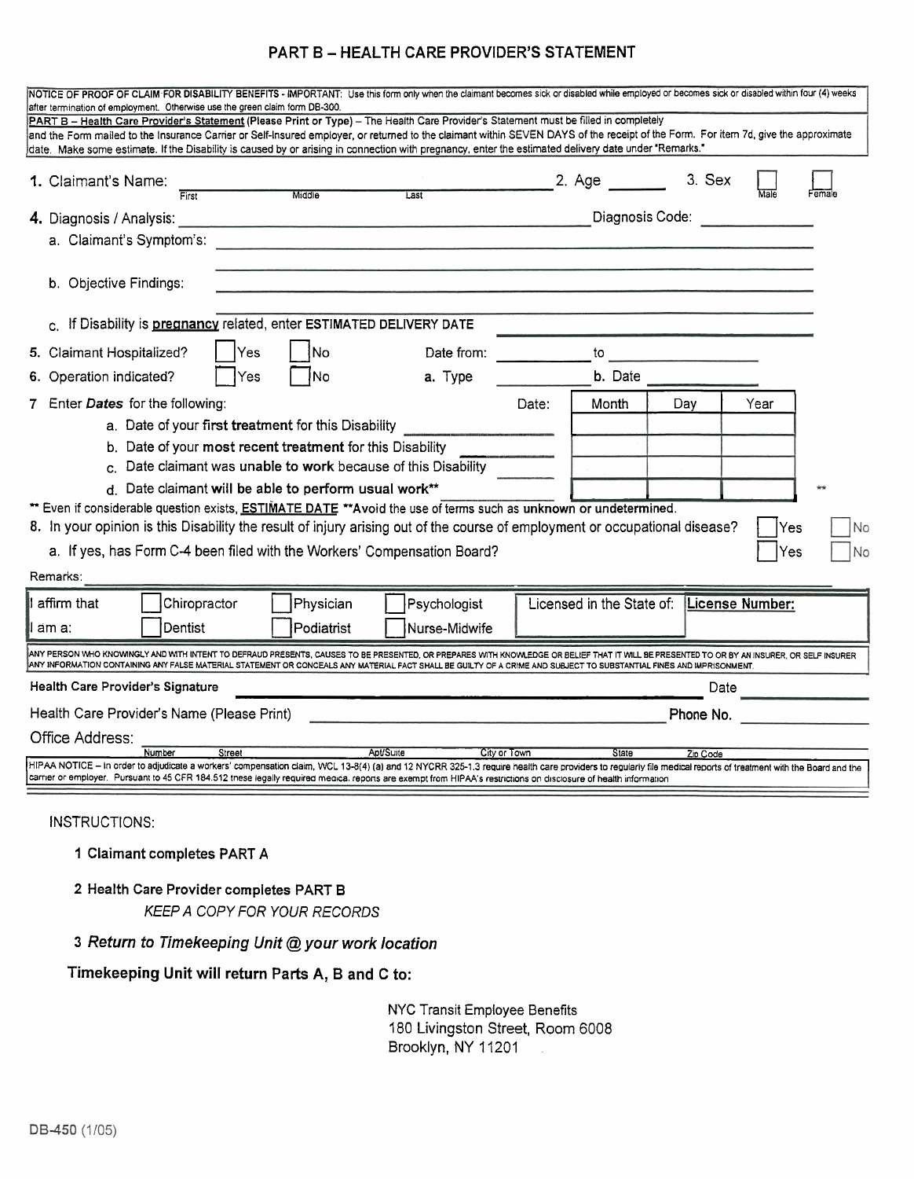# PART B – HEALTH CARE PROVIDER'S STATEMENT

NOTICE OF PROOF OF CLAIM FOR DISABILITY BENEFITS - IMPORTANT: Use this form only when the claimant becomes sick or disabled while employed or becomes sick or disabled within four (4) weeks after termination of employment. Otherwise use the green claim form DB-300.

**PART B – Health Care Provider's Statement (Please Print or Type)** – The Health Care Provider's Statement must be filled in completely and the Form mailed to the Insurance Carrier or Self-Insured employer, or returned to the claimant within SEVEN DAYS of the receipt of the Form. For item 7d, give the approximate date. Make some estimate. If the Disability is caused by or arising in connection with pregnancy, enter the estimated delivery date under "Remarks."

1. Claimant's Name: ______________________ (First / Middle / Last) 2. Age ______ 3. Sex ☐ Male ☐ Female

4. Diagnosis / Analysis: ______________________ Diagnosis Code: __________

   a. Claimant's Symptom's: ______________________

   b. Objective Findings: ______________________

   c. If Disability is **pregnancy** related, enter **ESTIMATED DELIVERY DATE** __________

5. Claimant Hospitalized? ☐ Yes ☐ No Date from: __________ to __________

6. Operation indicated? ☐ Yes ☐ No **a.** Type __________ **b.** Date __________

7. Enter ***Dates*** for the following:

| | Date: | Month | Day | Year |
|---|---|---|---|---|
| a. Date of your **first treatment** for this Disability | | | | |
| b. Date of your **most recent treatment** for this Disability | | | | |
| c. Date claimant was **unable to work** because of this Disability | | | | |
| d. Date claimant **will be able to perform usual work**** | | | | ** |

** Even if considerable question exists, **ESTIMATE DATE** **Avoid the use of terms such as **unknown or undetermined**.

8. In your opinion is this Disability the result of injury arising out of the course of employment or occupational disease? ☐ Yes ☐ No

   a. If yes, has Form C-4 been filed with the Workers' Compensation Board? ☐ Yes ☐ No

Remarks: ______________________

I affirm that I am a: ☐ Chiropractor ☐ Dentist ☐ Physician ☐ Podiatrist ☐ Psychologist ☐ Nurse-Midwife

Licensed in the State of: __________ **License Number:** __________

ANY PERSON WHO KNOWINGLY AND WITH INTENT TO DEFRAUD PRESENTS, CAUSES TO BE PRESENTED, OR PREPARES WITH KNOWLEDGE OR BELIEF THAT IT WILL BE PRESENTED TO OR BY AN INSURER, OR SELF INSURER ANY INFORMATION CONTAINING ANY FALSE MATERIAL STATEMENT OR CONCEALS ANY MATERIAL FACT SHALL BE GUILTY OF A CRIME AND SUBJECT TO SUBSTANTIAL FINES AND IMPRISONMENT.

**Health Care Provider's Signature** ______________________ Date __________

Health Care Provider's Name (Please Print) ______________________ Phone No. __________

Office Address: ______________________ (Number / Street / Apt/Suite / City or Town / State / Zip Code)

HIPAA NOTICE – In order to adjudicate a workers' compensation claim, WCL 13-8(4) (a) and 12 NYCRR 325-1.3 require health care providers to regularly file medical reports of treatment with the Board and the carrier or employer. Pursuant to 45 CFR 164.512 these legally required medical reports are exempt from HIPAA's restrictions on disclosure of health information

INSTRUCTIONS:

1. **Claimant completes PART A**
2. **Health Care Provider completes PART B**
   *KEEP A COPY FOR YOUR RECORDS*
3. ***Return to Timekeeping Unit @ your work location***

**Timekeeping Unit will return Parts A, B and C to:**

NYC Transit Employee Benefits
180 Livingston Street, Room 6008
Brooklyn, NY 11201

DB-450 (1/05)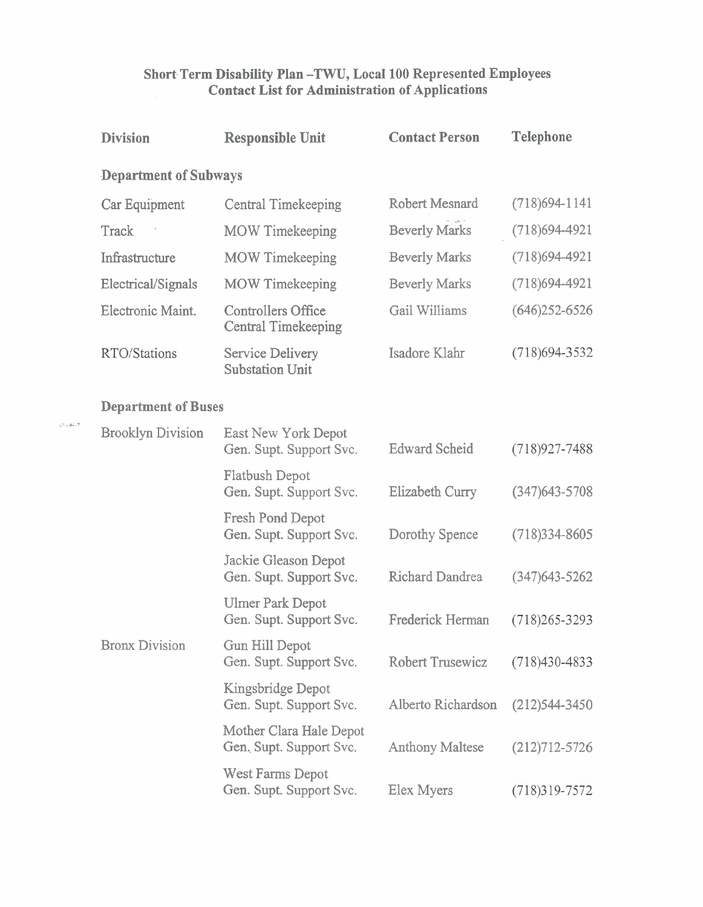**Short Term Disability Plan –TWU, Local 100 Represented Employees**
**Contact List for Administration of Applications**

| Division | Responsible Unit | Contact Person | Telephone |
|---|---|---|---|
| **Department of Subways** | | | |
| Car Equipment | Central Timekeeping | Robert Mesnard | (718)694-1141 |
| Track | MOW Timekeeping | Beverly Marks | (718)694-4921 |
| Infrastructure | MOW Timekeeping | Beverly Marks | (718)694-4921 |
| Electrical/Signals | MOW Timekeeping | Beverly Marks | (718)694-4921 |
| Electronic Maint. | Controllers Office Central Timekeeping | Gail Williams | (646)252-6526 |
| RTO/Stations | Service Delivery Substation Unit | Isadore Klahr | (718)694-3532 |
| **Department of Buses** | | | |
| Brooklyn Division | East New York Depot Gen. Supt. Support Svc. | Edward Scheid | (718)927-7488 |
| | Flatbush Depot Gen. Supt. Support Svc. | Elizabeth Curry | (347)643-5708 |
| | Fresh Pond Depot Gen. Supt. Support Svc. | Dorothy Spence | (718)334-8605 |
| | Jackie Gleason Depot Gen. Supt. Support Svc. | Richard Dandrea | (347)643-5262 |
| | Ulmer Park Depot Gen. Supt. Support Svc. | Frederick Herman | (718)265-3293 |
| Bronx Division | Gun Hill Depot Gen. Supt. Support Svc. | Robert Trusewicz | (718)430-4833 |
| | Kingsbridge Depot Gen. Supt. Support Svc. | Alberto Richardson | (212)544-3450 |
| | Mother Clara Hale Depot Gen. Supt. Support Svc. | Anthony Maltese | (212)712-5726 |
| | West Farms Depot Gen. Supt. Support Svc. | Elex Myers | (718)319-7572 |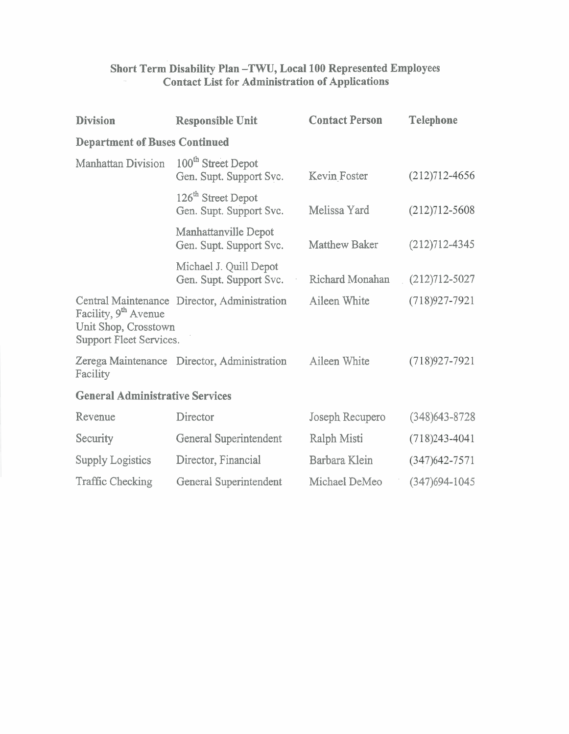## Short Term Disability Plan –TWU, Local 100 Represented Employees
## Contact List for Administration of Applications

| Division | Responsible Unit | Contact Person | Telephone |
| --- | --- | --- | --- |
| **Department of Buses Continued** | | | |
| Manhattan Division | 100th Street Depot Gen. Supt. Support Svc. | Kevin Foster | (212)712-4656 |
| | 126th Street Depot Gen. Supt. Support Svc. | Melissa Yard | (212)712-5608 |
| | Manhattanville Depot Gen. Supt. Support Svc. | Matthew Baker | (212)712-4345 |
| | Michael J. Quill Depot Gen. Supt. Support Svc. | Richard Monahan | (212)712-5027 |
| Central Maintenance Facility, 9th Avenue Unit Shop, Crosstown Support Fleet Services. | Director, Administration | Aileen White | (718)927-7921 |
| Zerega Maintenance Facility | Director, Administration | Aileen White | (718)927-7921 |
| **General Administrative Services** | | | |
| Revenue | Director | Joseph Recupero | (348)643-8728 |
| Security | General Superintendent | Ralph Misti | (718)243-4041 |
| Supply Logistics | Director, Financial | Barbara Klein | (347)642-7571 |
| Traffic Checking | General Superintendent | Michael DeMeo | (347)694-1045 |